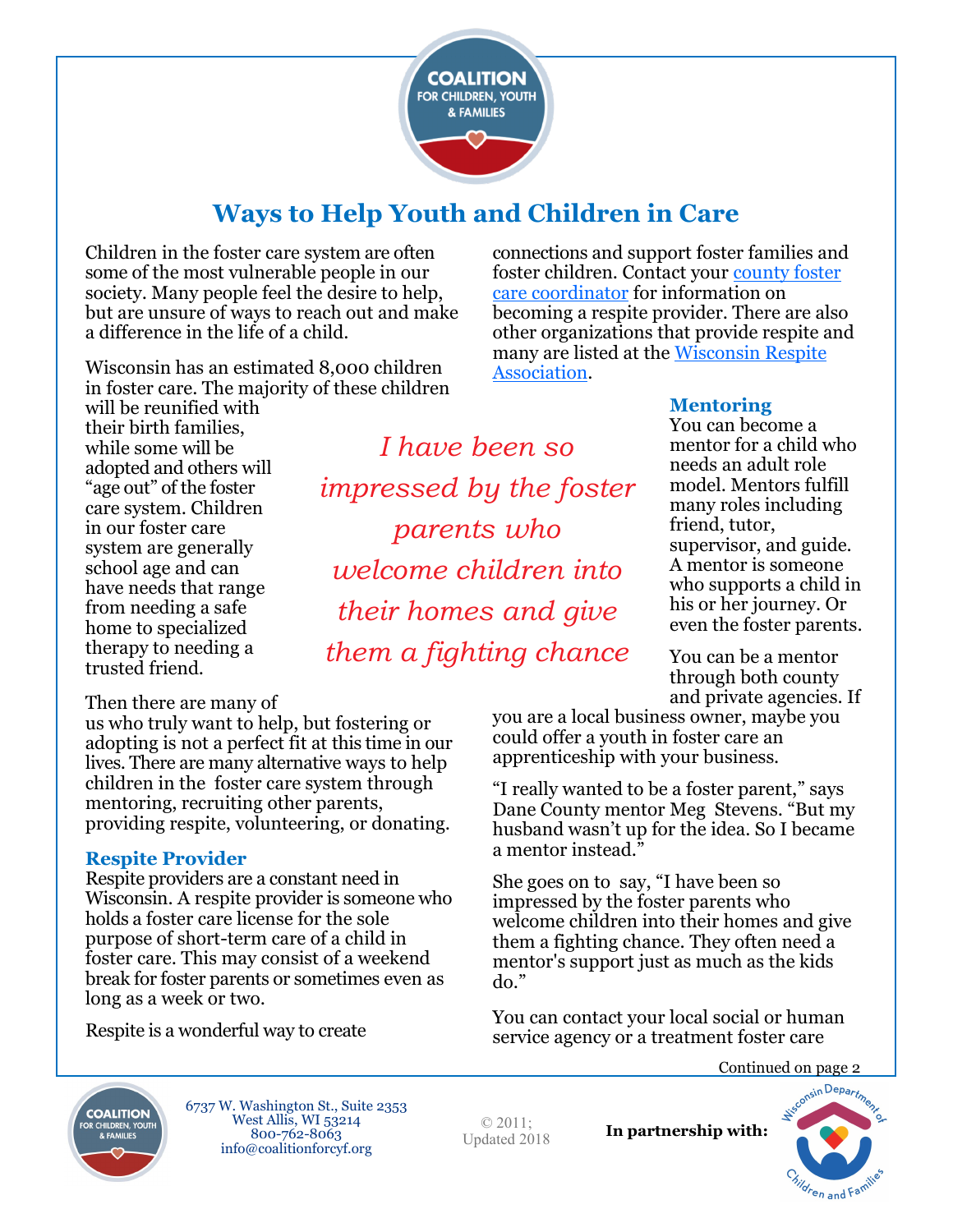# Ways to Help Youth and Children in Care

Children in the foster care system are often some of the most vulnerable people in our society. Many people feel the desire to help, but are unsure of ways to reach out and make a difference in the life of a child.

Wisconsin has an estimated 8,000 children in foster care. The majority of these children will be reunified with their birth families, while some will be adopted and others will "age out" of the foster care system. Children in our foster care system are generally school age and can have needs that range from needing a safe home to specialized therapy to needing a trusted friend.

*I have been so impressed by the foster parents who welcome children into their homes and give them a fighting chance*

Then there are many of us who truly want to help, but fostering or adopting is not a perfect fit at this time in our lives. There are many alternative ways to help children in the foster care system through mentoring, recruiting other parents, providing respite, volunteering, or donating.

### Respite Provider

Respite providers are a constant need in Wisconsin. A respite provider is someone who holds a foster care license for the sole purpose of short-term care of a child in foster care. This may consist of a weekend break for foster parents or sometimes even as long as a week or two.

Respite is a wonderful way to create connections and support foster families and foster children. Contact your county foster care coordinator for information on becoming a respite provider. There are also other organizations that provide respite and many are listed at the Wisconsin Respite Association.

### Mentoring

You can become a mentor for a child who needs an adult role model. Mentors fulfill many roles including friend, tutor, supervisor, and guide. A mentor is someone who supports a child in his or her journey. Or even the foster parents.

You can be a mentor through both county and private agencies. If you are a local business owner, maybe you could offer a youth in foster care an apprenticeship with your business.

"I really wanted to be a foster parent," says Dane County mentor Meg Stevens. "But my husband wasn't up for the idea. So I became a mentor instead."

She goes on to say, "I have been so impressed by the foster parents who welcome children into their homes and give them a fighting chance. They often need a mentor's support just as much as the kids do."

You can contact your local social or human service agency or a treatment foster care

Continued on page 2

6737 W. Washington St., Suite 2353
West Allis, WI 53214
800-762-8063
info@coalitionforcyf.org

© 2011; Updated 2018

**In partnership with:** Wisconsin Department of Children and Families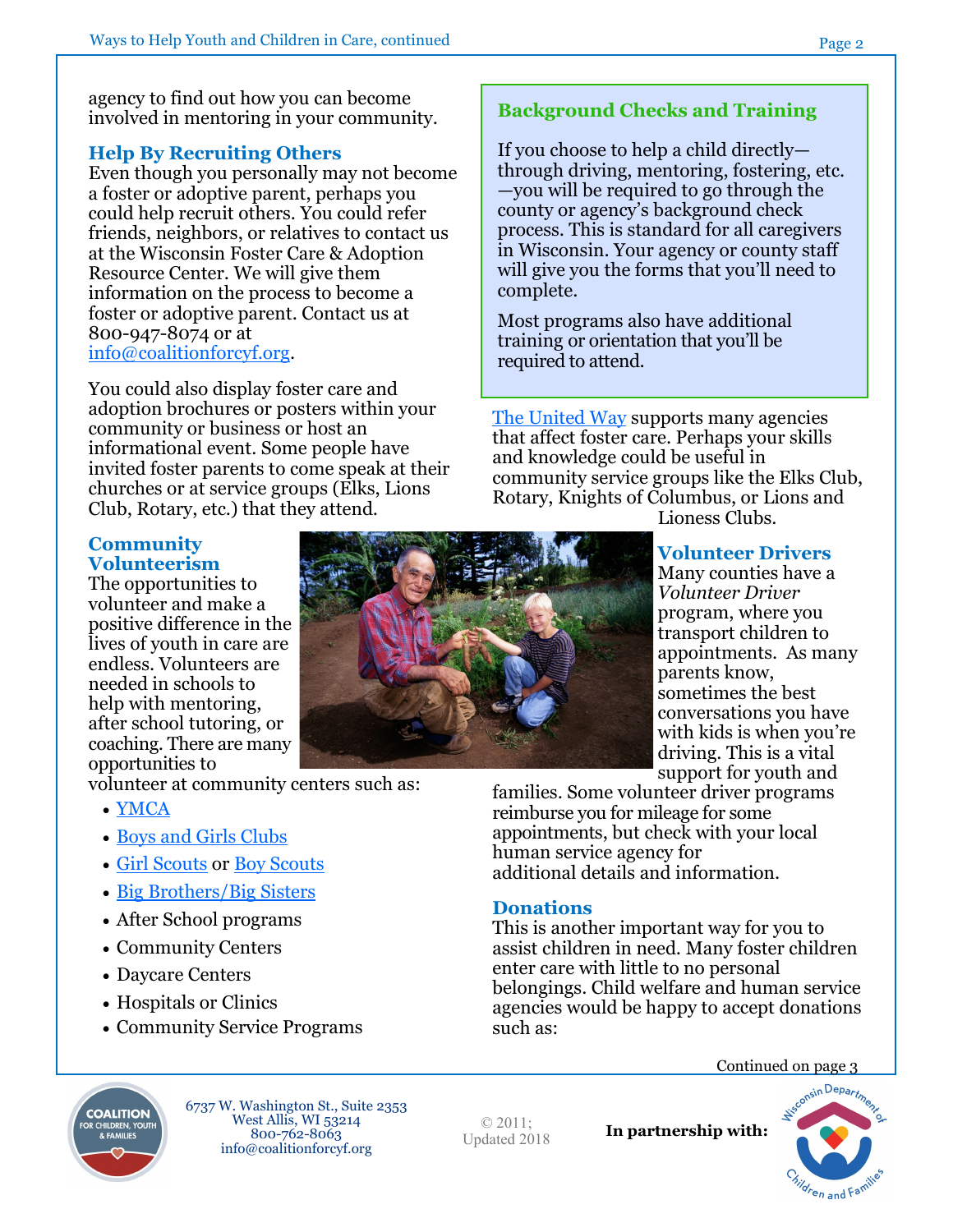agency to find out how you can become involved in mentoring in your community.

## Help By Recruiting Others

Even though you personally may not become a foster or adoptive parent, perhaps you could help recruit others. You could refer friends, neighbors, or relatives to contact us at the Wisconsin Foster Care & Adoption Resource Center. We will give them information on the process to become a foster or adoptive parent. Contact us at 800-947-8074 or at [info@coalitionforcyf.org](mailto:info@coalitionforcyf.org).

You could also display foster care and adoption brochures or posters within your community or business or host an informational event. Some people have invited foster parents to come speak at their churches or at service groups (Elks, Lions Club, Rotary, etc.) that they attend.

## Community Volunteerism

The opportunities to volunteer and make a positive difference in the lives of youth in care are endless. Volunteers are needed in schools to help with mentoring, after school tutoring, or coaching. There are many opportunities to volunteer at community centers such as:

- YMCA
- Boys and Girls Clubs
- Girl Scouts or Boy Scouts
- Big Brothers/Big Sisters
- After School programs
- Community Centers
- Daycare Centers
- Hospitals or Clinics
- Community Service Programs

## Background Checks and Training

If you choose to help a child directly—through driving, mentoring, fostering, etc.—you will be required to go through the county or agency's background check process. This is standard for all caregivers in Wisconsin. Your agency or county staff will give you the forms that you'll need to complete.

Most programs also have additional training or orientation that you'll be required to attend.

The United Way supports many agencies that affect foster care. Perhaps your skills and knowledge could be useful in community service groups like the Elks Club, Rotary, Knights of Columbus, or Lions and Lioness Clubs.

## Volunteer Drivers

Many counties have a *Volunteer Driver* program, where you transport children to appointments. As many parents know, sometimes the best conversations you have with kids is when you're driving. This is a vital support for youth and families. Some volunteer driver programs reimburse you for mileage for some appointments, but check with your local human service agency for additional details and information.

## Donations

This is another important way for you to assist children in need. Many foster children enter care with little to no personal belongings. Child welfare and human service agencies would be happy to accept donations such as:

Continued on page 3

6737 W. Washington St., Suite 2353
West Allis, WI 53214
800-762-8063
info@coalitionforcyf.org

© 2011; Updated 2018

**In partnership with:**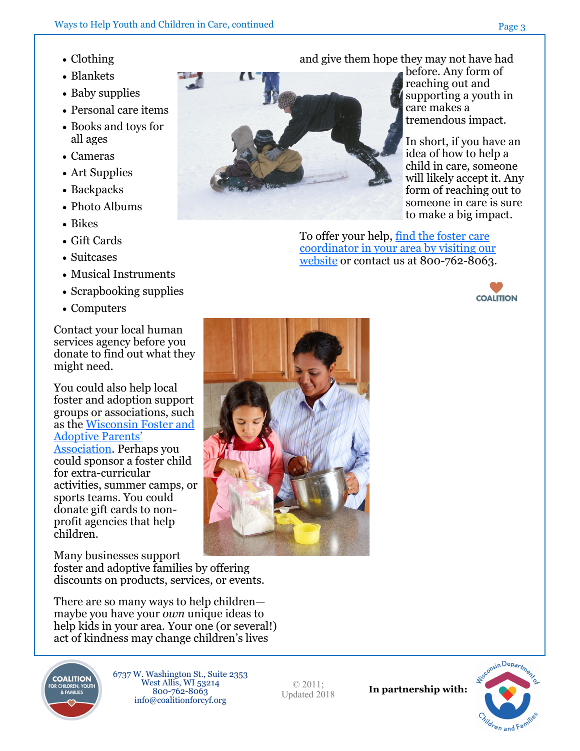- Clothing
- Blankets
- Baby supplies
- Personal care items
- Books and toys for all ages
- Cameras
- Art Supplies
- Backpacks
- Photo Albums
- Bikes
- Gift Cards
- Suitcases
- Musical Instruments
- Scrapbooking supplies
- Computers

Contact your local human services agency before you donate to find out what they might need.

You could also help local foster and adoption support groups or associations, such as the Wisconsin Foster and Adoptive Parents' Association. Perhaps you could sponsor a foster child for extra-curricular activities, summer camps, or sports teams. You could donate gift cards to non-profit agencies that help children.

Many businesses support foster and adoptive families by offering discounts on products, services, or events.

There are so many ways to help children—maybe you have your *own* unique ideas to help kids in your area. Your one (or several!) act of kindness may change children's lives and give them hope they may not have had before. Any form of reaching out and supporting a youth in care makes a tremendous impact.

In short, if you have an idea of how to help a child in care, someone will likely accept it. Any form of reaching out to someone in care is sure to make a big impact.

To offer your help, find the foster care coordinator in your area by visiting our website or contact us at 800-762-8063.

COALITION

COALITION FOR CHILDREN, YOUTH & FAMILIES

6737 W. Washington St., Suite 2353
West Allis, WI 53214
800-762-8063
info@coalitionforcyf.org

© 2011; Updated 2018

**In partnership with:**

Wisconsin Department of Children and Families